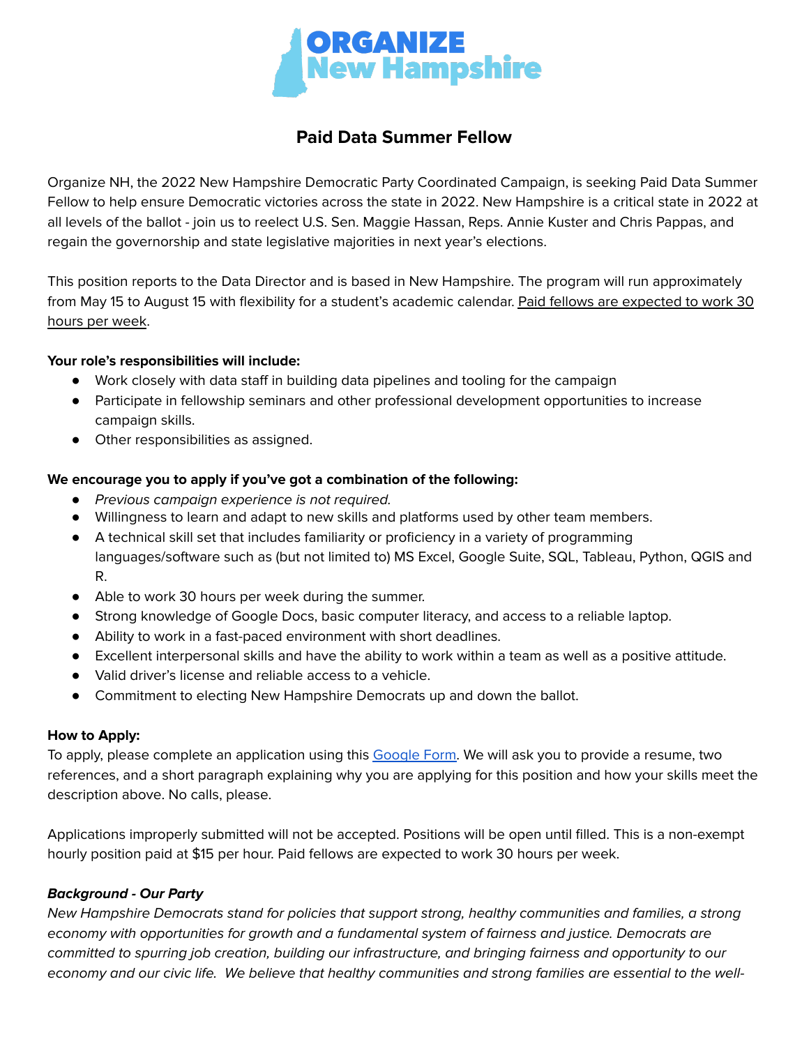ORGANIZE New Hampshire

# Paid Data Summer Fellow

Organize NH, the 2022 New Hampshire Democratic Party Coordinated Campaign, is seeking Paid Data Summer Fellow to help ensure Democratic victories across the state in 2022. New Hampshire is a critical state in 2022 at all levels of the ballot - join us to reelect U.S. Sen. Maggie Hassan, Reps. Annie Kuster and Chris Pappas, and regain the governorship and state legislative majorities in next year's elections.

This position reports to the Data Director and is based in New Hampshire. The program will run approximately from May 15 to August 15 with flexibility for a student's academic calendar. Paid fellows are expected to work 30 hours per week.

**Your role's responsibilities will include:**

- Work closely with data staff in building data pipelines and tooling for the campaign
- Participate in fellowship seminars and other professional development opportunities to increase campaign skills.
- Other responsibilities as assigned.

**We encourage you to apply if you've got a combination of the following:**

- *Previous campaign experience is not required.*
- Willingness to learn and adapt to new skills and platforms used by other team members.
- A technical skill set that includes familiarity or proficiency in a variety of programming languages/software such as (but not limited to) MS Excel, Google Suite, SQL, Tableau, Python, QGIS and R.
- Able to work 30 hours per week during the summer.
- Strong knowledge of Google Docs, basic computer literacy, and access to a reliable laptop.
- Ability to work in a fast-paced environment with short deadlines.
- Excellent interpersonal skills and have the ability to work within a team as well as a positive attitude.
- Valid driver's license and reliable access to a vehicle.
- Commitment to electing New Hampshire Democrats up and down the ballot.

**How to Apply:**

To apply, please complete an application using this Google Form. We will ask you to provide a resume, two references, and a short paragraph explaining why you are applying for this position and how your skills meet the description above. No calls, please.

Applications improperly submitted will not be accepted. Positions will be open until filled. This is a non-exempt hourly position paid at $15 per hour. Paid fellows are expected to work 30 hours per week.

***Background - Our Party***

*New Hampshire Democrats stand for policies that support strong, healthy communities and families, a strong economy with opportunities for growth and a fundamental system of fairness and justice. Democrats are committed to spurring job creation, building our infrastructure, and bringing fairness and opportunity to our economy and our civic life. We believe that healthy communities and strong families are essential to the well-*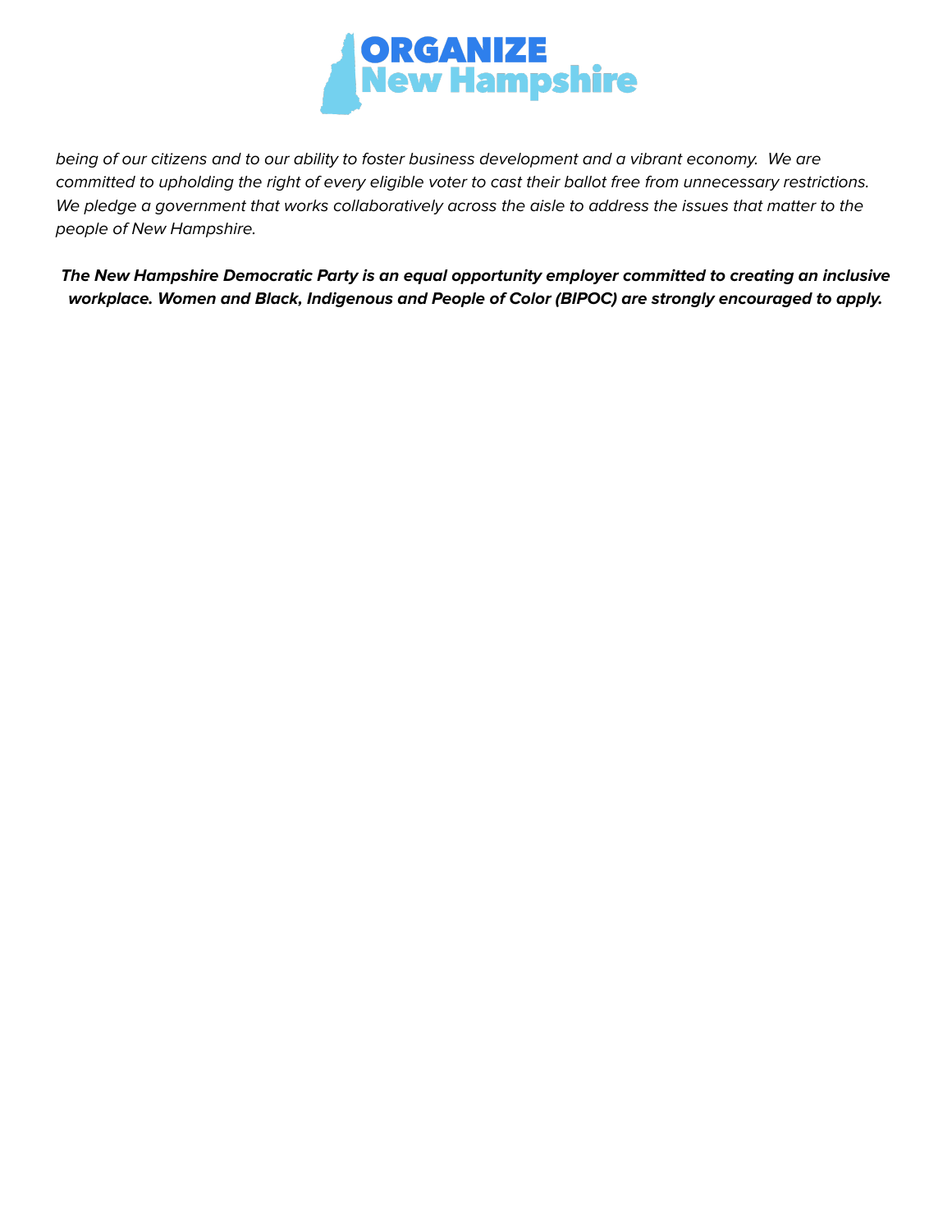*being of our citizens and to our ability to foster business development and a vibrant economy. We are committed to upholding the right of every eligible voter to cast their ballot free from unnecessary restrictions. We pledge a government that works collaboratively across the aisle to address the issues that matter to the people of New Hampshire.*

***The New Hampshire Democratic Party is an equal opportunity employer committed to creating an inclusive workplace. Women and Black, Indigenous and People of Color (BIPOC) are strongly encouraged to apply.***